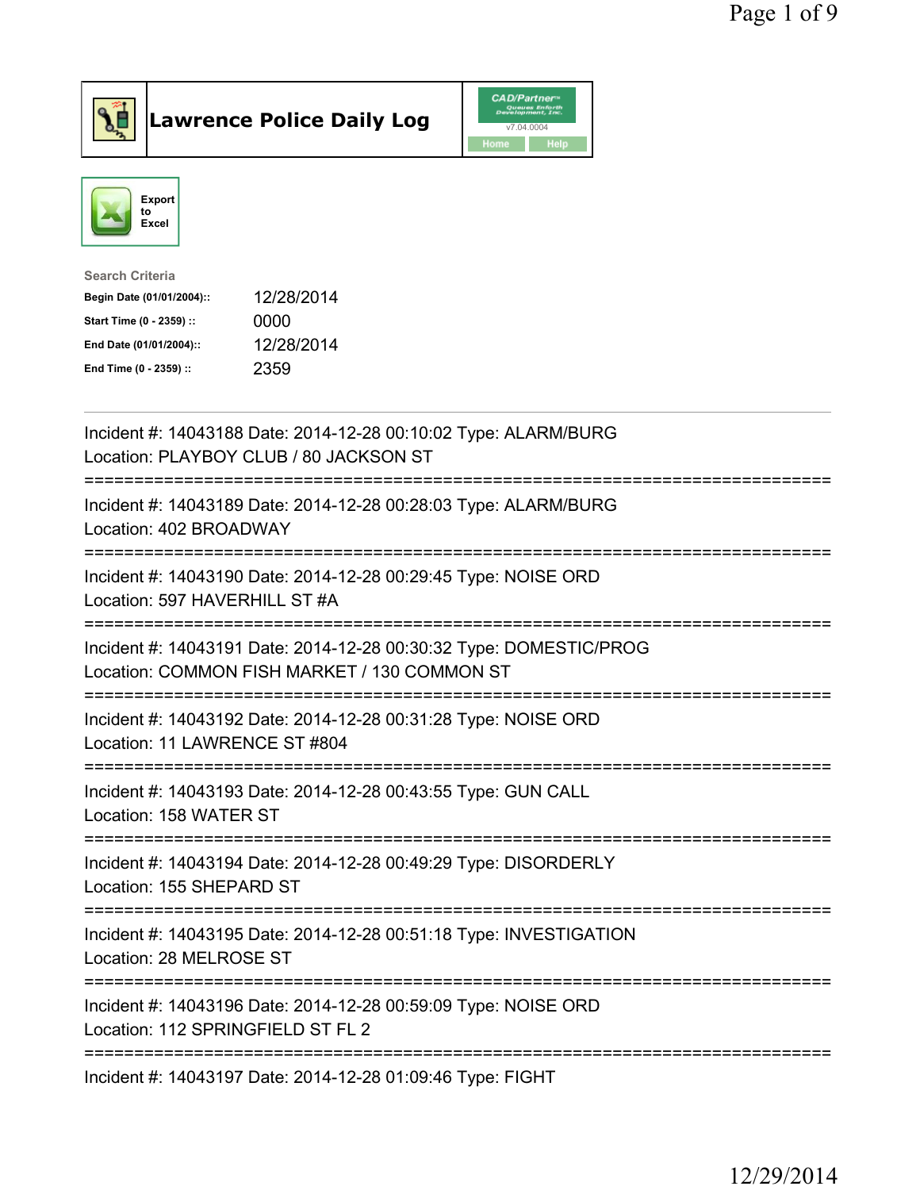# Lawrence Police Daily Log

CAD/Partner v7.04.0004

Home Help

Export to Excel

**Search Criteria**

| | |
|---|---|
| **Begin Date (01/01/2004)::** | 12/28/2014 |
| **Start Time (0 - 2359) ::** | 0000 |
| **End Date (01/01/2004)::** | 12/28/2014 |
| **End Time (0 - 2359) ::** | 2359 |

---

Incident #: 14043188 Date: 2014-12-28 00:10:02 Type: ALARM/BURG
Location: PLAYBOY CLUB / 80 JACKSON ST

===========================================================================

Incident #: 14043189 Date: 2014-12-28 00:28:03 Type: ALARM/BURG
Location: 402 BROADWAY

===========================================================================

Incident #: 14043190 Date: 2014-12-28 00:29:45 Type: NOISE ORD
Location: 597 HAVERHILL ST #A

===========================================================================

Incident #: 14043191 Date: 2014-12-28 00:30:32 Type: DOMESTIC/PROG
Location: COMMON FISH MARKET / 130 COMMON ST

===========================================================================

Incident #: 14043192 Date: 2014-12-28 00:31:28 Type: NOISE ORD
Location: 11 LAWRENCE ST #804

===========================================================================

Incident #: 14043193 Date: 2014-12-28 00:43:55 Type: GUN CALL
Location: 158 WATER ST

===========================================================================

Incident #: 14043194 Date: 2014-12-28 00:49:29 Type: DISORDERLY
Location: 155 SHEPARD ST

===========================================================================

Incident #: 14043195 Date: 2014-12-28 00:51:18 Type: INVESTIGATION
Location: 28 MELROSE ST

===========================================================================

Incident #: 14043196 Date: 2014-12-28 00:59:09 Type: NOISE ORD
Location: 112 SPRINGFIELD ST FL 2

===========================================================================

Incident #: 14043197 Date: 2014-12-28 01:09:46 Type: FIGHT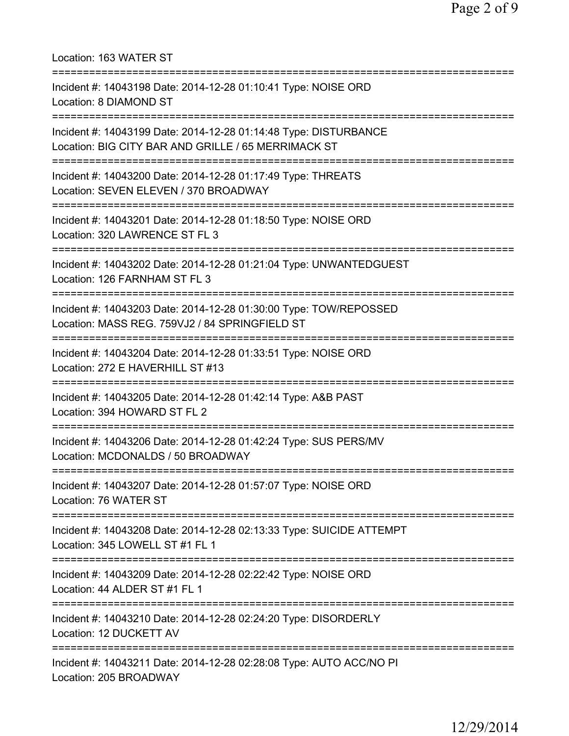Location: 163 WATER ST

===========================================================================

Incident #: 14043198 Date: 2014-12-28 01:10:41 Type: NOISE ORD
Location: 8 DIAMOND ST

===========================================================================

Incident #: 14043199 Date: 2014-12-28 01:14:48 Type: DISTURBANCE
Location: BIG CITY BAR AND GRILLE / 65 MERRIMACK ST

===========================================================================

Incident #: 14043200 Date: 2014-12-28 01:17:49 Type: THREATS
Location: SEVEN ELEVEN / 370 BROADWAY

===========================================================================

Incident #: 14043201 Date: 2014-12-28 01:18:50 Type: NOISE ORD
Location: 320 LAWRENCE ST FL 3

===========================================================================

Incident #: 14043202 Date: 2014-12-28 01:21:04 Type: UNWANTEDGUEST
Location: 126 FARNHAM ST FL 3

===========================================================================

Incident #: 14043203 Date: 2014-12-28 01:30:00 Type: TOW/REPOSSED
Location: MASS REG. 759VJ2 / 84 SPRINGFIELD ST

===========================================================================

Incident #: 14043204 Date: 2014-12-28 01:33:51 Type: NOISE ORD
Location: 272 E HAVERHILL ST #13

===========================================================================

Incident #: 14043205 Date: 2014-12-28 01:42:14 Type: A&B PAST
Location: 394 HOWARD ST FL 2

===========================================================================

Incident #: 14043206 Date: 2014-12-28 01:42:24 Type: SUS PERS/MV
Location: MCDONALDS / 50 BROADWAY

===========================================================================

Incident #: 14043207 Date: 2014-12-28 01:57:07 Type: NOISE ORD
Location: 76 WATER ST

===========================================================================

Incident #: 14043208 Date: 2014-12-28 02:13:33 Type: SUICIDE ATTEMPT
Location: 345 LOWELL ST #1 FL 1

===========================================================================

Incident #: 14043209 Date: 2014-12-28 02:22:42 Type: NOISE ORD
Location: 44 ALDER ST #1 FL 1

===========================================================================

Incident #: 14043210 Date: 2014-12-28 02:24:20 Type: DISORDERLY
Location: 12 DUCKETT AV

===========================================================================

Incident #: 14043211 Date: 2014-12-28 02:28:08 Type: AUTO ACC/NO PI
Location: 205 BROADWAY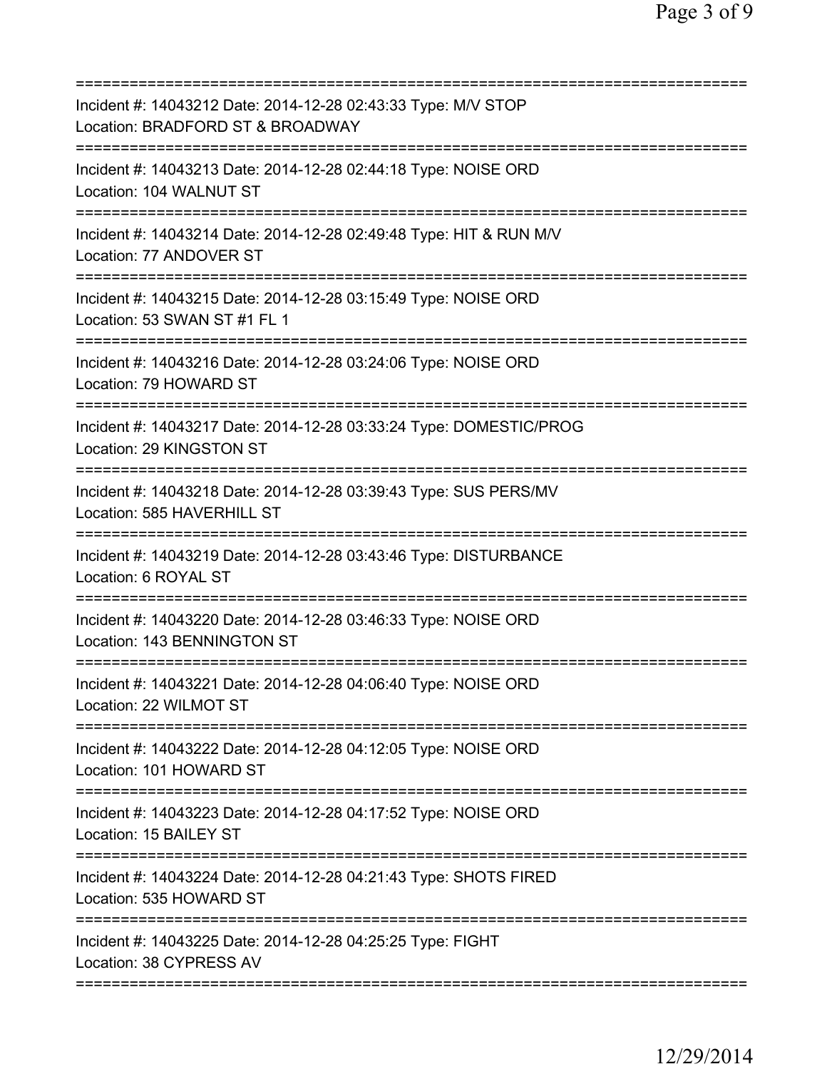===========================================================================
Incident #: 14043212 Date: 2014-12-28 02:43:33 Type: M/V STOP
Location: BRADFORD ST & BROADWAY
===========================================================================
Incident #: 14043213 Date: 2014-12-28 02:44:18 Type: NOISE ORD
Location: 104 WALNUT ST
===========================================================================
Incident #: 14043214 Date: 2014-12-28 02:49:48 Type: HIT & RUN M/V
Location: 77 ANDOVER ST
===========================================================================
Incident #: 14043215 Date: 2014-12-28 03:15:49 Type: NOISE ORD
Location: 53 SWAN ST #1 FL 1
===========================================================================
Incident #: 14043216 Date: 2014-12-28 03:24:06 Type: NOISE ORD
Location: 79 HOWARD ST
===========================================================================
Incident #: 14043217 Date: 2014-12-28 03:33:24 Type: DOMESTIC/PROG
Location: 29 KINGSTON ST
===========================================================================
Incident #: 14043218 Date: 2014-12-28 03:39:43 Type: SUS PERS/MV
Location: 585 HAVERHILL ST
===========================================================================
Incident #: 14043219 Date: 2014-12-28 03:43:46 Type: DISTURBANCE
Location: 6 ROYAL ST
===========================================================================
Incident #: 14043220 Date: 2014-12-28 03:46:33 Type: NOISE ORD
Location: 143 BENNINGTON ST
===========================================================================
Incident #: 14043221 Date: 2014-12-28 04:06:40 Type: NOISE ORD
Location: 22 WILMOT ST
===========================================================================
Incident #: 14043222 Date: 2014-12-28 04:12:05 Type: NOISE ORD
Location: 101 HOWARD ST
===========================================================================
Incident #: 14043223 Date: 2014-12-28 04:17:52 Type: NOISE ORD
Location: 15 BAILEY ST
===========================================================================
Incident #: 14043224 Date: 2014-12-28 04:21:43 Type: SHOTS FIRED
Location: 535 HOWARD ST
===========================================================================
Incident #: 14043225 Date: 2014-12-28 04:25:25 Type: FIGHT
Location: 38 CYPRESS AV
===========================================================================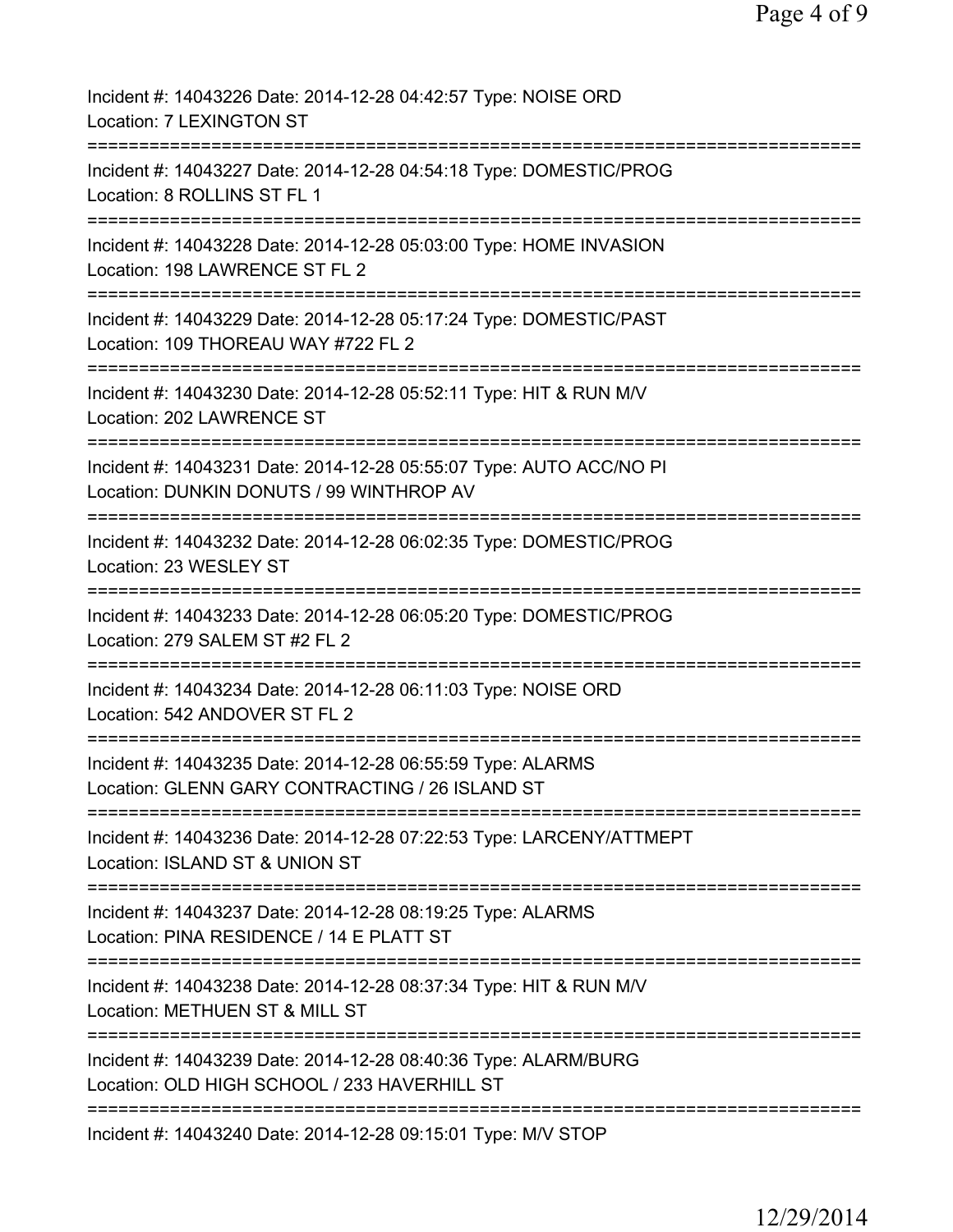Incident #: 14043226 Date: 2014-12-28 04:42:57 Type: NOISE ORD
Location: 7 LEXINGTON ST
===========================================================================
Incident #: 14043227 Date: 2014-12-28 04:54:18 Type: DOMESTIC/PROG
Location: 8 ROLLINS ST FL 1
===========================================================================
Incident #: 14043228 Date: 2014-12-28 05:03:00 Type: HOME INVASION
Location: 198 LAWRENCE ST FL 2
===========================================================================
Incident #: 14043229 Date: 2014-12-28 05:17:24 Type: DOMESTIC/PAST
Location: 109 THOREAU WAY #722 FL 2
===========================================================================
Incident #: 14043230 Date: 2014-12-28 05:52:11 Type: HIT & RUN M/V
Location: 202 LAWRENCE ST
===========================================================================
Incident #: 14043231 Date: 2014-12-28 05:55:07 Type: AUTO ACC/NO PI
Location: DUNKIN DONUTS / 99 WINTHROP AV
===========================================================================
Incident #: 14043232 Date: 2014-12-28 06:02:35 Type: DOMESTIC/PROG
Location: 23 WESLEY ST
===========================================================================
Incident #: 14043233 Date: 2014-12-28 06:05:20 Type: DOMESTIC/PROG
Location: 279 SALEM ST #2 FL 2
===========================================================================
Incident #: 14043234 Date: 2014-12-28 06:11:03 Type: NOISE ORD
Location: 542 ANDOVER ST FL 2
===========================================================================
Incident #: 14043235 Date: 2014-12-28 06:55:59 Type: ALARMS
Location: GLENN GARY CONTRACTING / 26 ISLAND ST
===========================================================================
Incident #: 14043236 Date: 2014-12-28 07:22:53 Type: LARCENY/ATTMEPT
Location: ISLAND ST & UNION ST
===========================================================================
Incident #: 14043237 Date: 2014-12-28 08:19:25 Type: ALARMS
Location: PINA RESIDENCE / 14 E PLATT ST
===========================================================================
Incident #: 14043238 Date: 2014-12-28 08:37:34 Type: HIT & RUN M/V
Location: METHUEN ST & MILL ST
===========================================================================
Incident #: 14043239 Date: 2014-12-28 08:40:36 Type: ALARM/BURG
Location: OLD HIGH SCHOOL / 233 HAVERHILL ST
===========================================================================
Incident #: 14043240 Date: 2014-12-28 09:15:01 Type: M/V STOP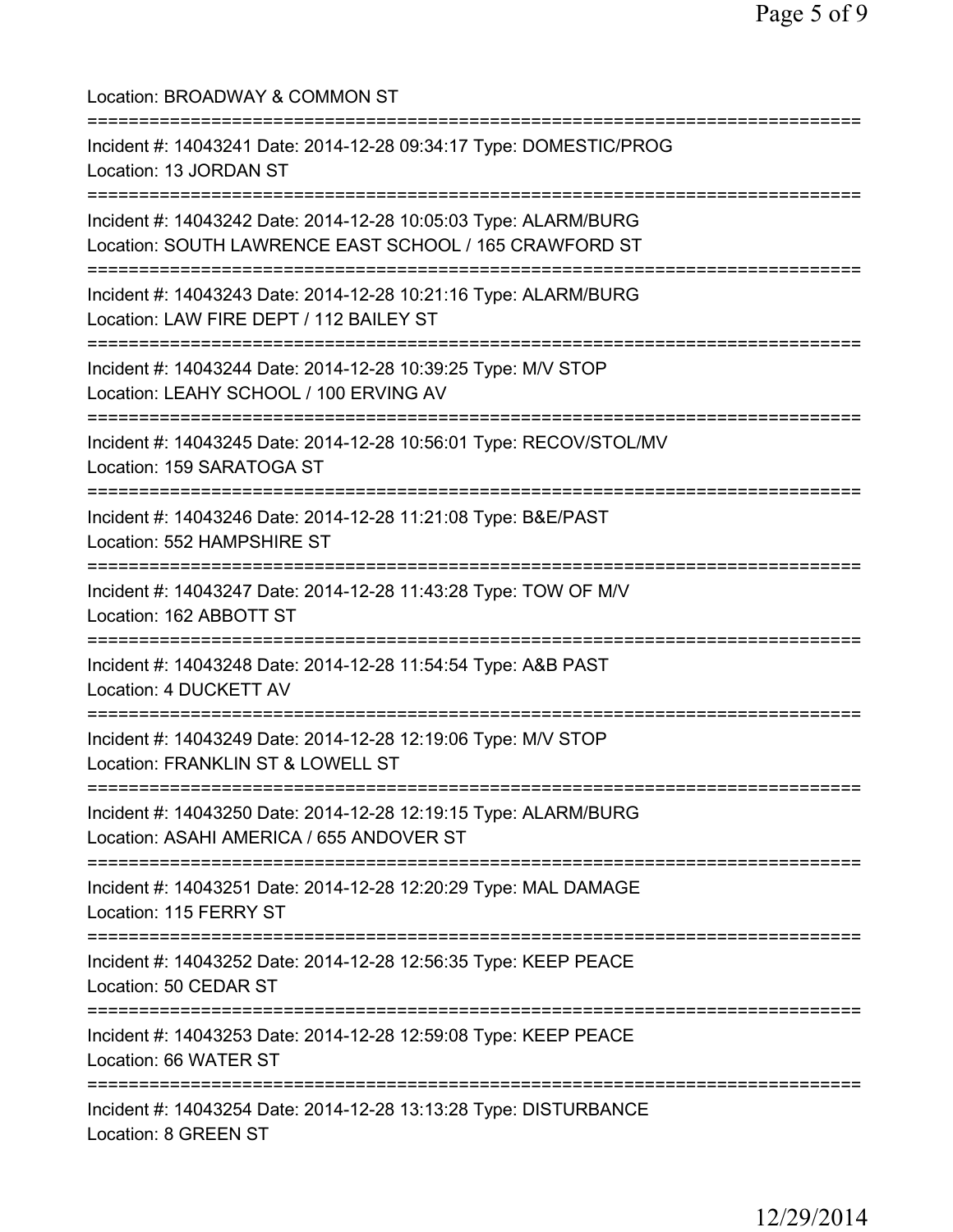Location: BROADWAY & COMMON ST

===========================================================================

Incident #: 14043241 Date: 2014-12-28 09:34:17 Type: DOMESTIC/PROG
Location: 13 JORDAN ST

===========================================================================

Incident #: 14043242 Date: 2014-12-28 10:05:03 Type: ALARM/BURG
Location: SOUTH LAWRENCE EAST SCHOOL / 165 CRAWFORD ST

===========================================================================

Incident #: 14043243 Date: 2014-12-28 10:21:16 Type: ALARM/BURG
Location: LAW FIRE DEPT / 112 BAILEY ST

===========================================================================

Incident #: 14043244 Date: 2014-12-28 10:39:25 Type: M/V STOP
Location: LEAHY SCHOOL / 100 ERVING AV

===========================================================================

Incident #: 14043245 Date: 2014-12-28 10:56:01 Type: RECOV/STOL/MV
Location: 159 SARATOGA ST

===========================================================================

Incident #: 14043246 Date: 2014-12-28 11:21:08 Type: B&E/PAST
Location: 552 HAMPSHIRE ST

===========================================================================

Incident #: 14043247 Date: 2014-12-28 11:43:28 Type: TOW OF M/V
Location: 162 ABBOTT ST

===========================================================================

Incident #: 14043248 Date: 2014-12-28 11:54:54 Type: A&B PAST
Location: 4 DUCKETT AV

===========================================================================

Incident #: 14043249 Date: 2014-12-28 12:19:06 Type: M/V STOP
Location: FRANKLIN ST & LOWELL ST

===========================================================================

Incident #: 14043250 Date: 2014-12-28 12:19:15 Type: ALARM/BURG
Location: ASAHI AMERICA / 655 ANDOVER ST

===========================================================================

Incident #: 14043251 Date: 2014-12-28 12:20:29 Type: MAL DAMAGE
Location: 115 FERRY ST

===========================================================================

Incident #: 14043252 Date: 2014-12-28 12:56:35 Type: KEEP PEACE
Location: 50 CEDAR ST

===========================================================================

Incident #: 14043253 Date: 2014-12-28 12:59:08 Type: KEEP PEACE
Location: 66 WATER ST

===========================================================================

Incident #: 14043254 Date: 2014-12-28 13:13:28 Type: DISTURBANCE
Location: 8 GREEN ST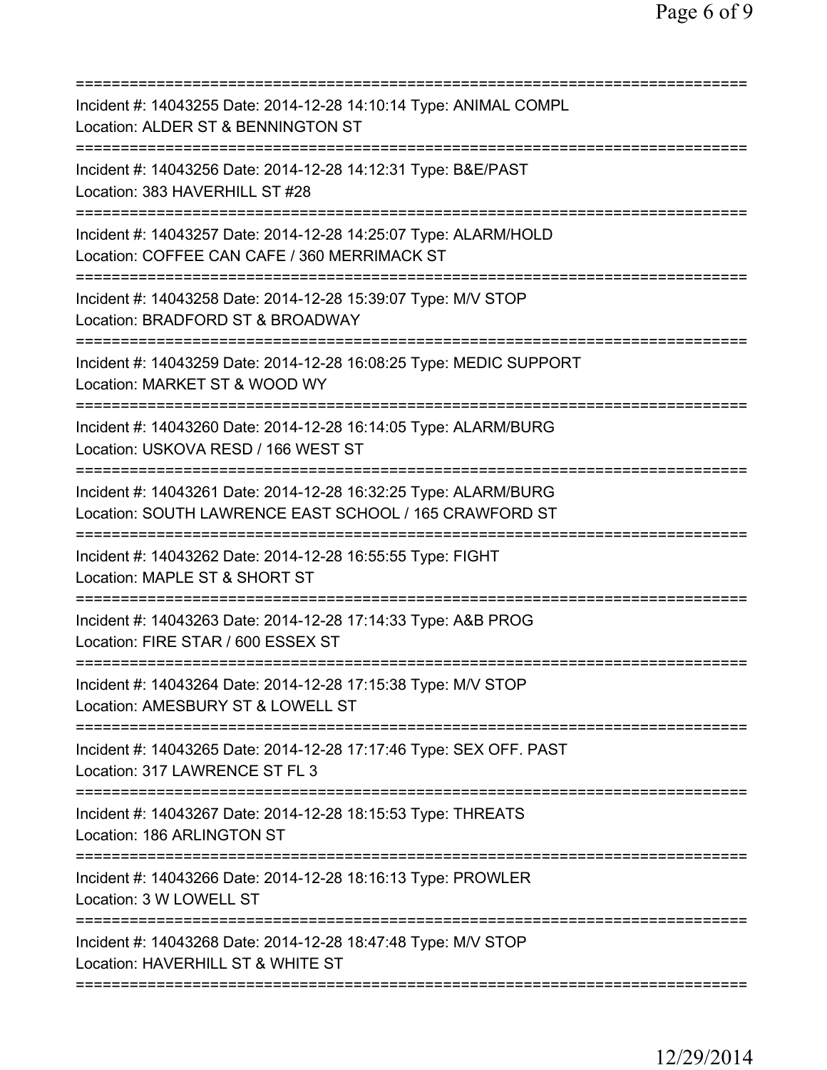===========================================================================

Incident #: 14043255 Date: 2014-12-28 14:10:14 Type: ANIMAL COMPL
Location: ALDER ST & BENNINGTON ST

===========================================================================

Incident #: 14043256 Date: 2014-12-28 14:12:31 Type: B&E/PAST
Location: 383 HAVERHILL ST #28

===========================================================================

Incident #: 14043257 Date: 2014-12-28 14:25:07 Type: ALARM/HOLD
Location: COFFEE CAN CAFE / 360 MERRIMACK ST

===========================================================================

Incident #: 14043258 Date: 2014-12-28 15:39:07 Type: M/V STOP
Location: BRADFORD ST & BROADWAY

===========================================================================

Incident #: 14043259 Date: 2014-12-28 16:08:25 Type: MEDIC SUPPORT
Location: MARKET ST & WOOD WY

===========================================================================

Incident #: 14043260 Date: 2014-12-28 16:14:05 Type: ALARM/BURG
Location: USKOVA RESD / 166 WEST ST

===========================================================================

Incident #: 14043261 Date: 2014-12-28 16:32:25 Type: ALARM/BURG
Location: SOUTH LAWRENCE EAST SCHOOL / 165 CRAWFORD ST

===========================================================================

Incident #: 14043262 Date: 2014-12-28 16:55:55 Type: FIGHT
Location: MAPLE ST & SHORT ST

===========================================================================

Incident #: 14043263 Date: 2014-12-28 17:14:33 Type: A&B PROG
Location: FIRE STAR / 600 ESSEX ST

===========================================================================

Incident #: 14043264 Date: 2014-12-28 17:15:38 Type: M/V STOP
Location: AMESBURY ST & LOWELL ST

===========================================================================

Incident #: 14043265 Date: 2014-12-28 17:17:46 Type: SEX OFF. PAST
Location: 317 LAWRENCE ST FL 3

===========================================================================

Incident #: 14043267 Date: 2014-12-28 18:15:53 Type: THREATS
Location: 186 ARLINGTON ST

===========================================================================

Incident #: 14043266 Date: 2014-12-28 18:16:13 Type: PROWLER
Location: 3 W LOWELL ST

===========================================================================

Incident #: 14043268 Date: 2014-12-28 18:47:48 Type: M/V STOP
Location: HAVERHILL ST & WHITE ST

===========================================================================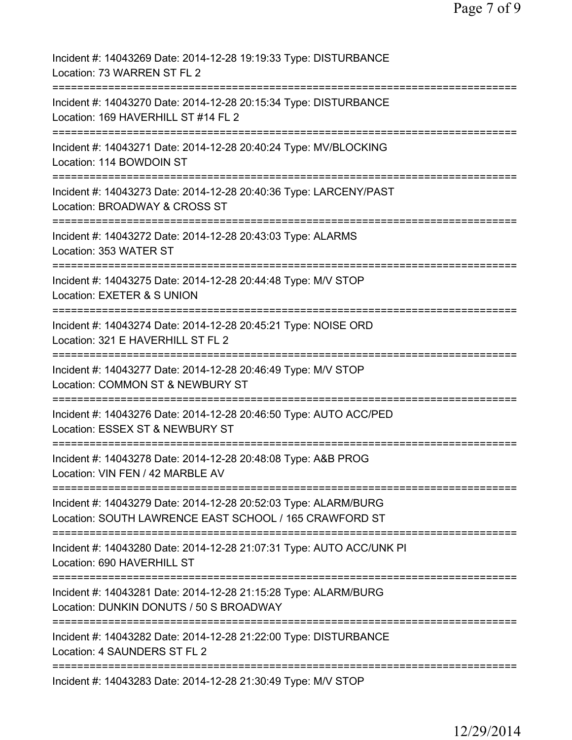Incident #: 14043269 Date: 2014-12-28 19:19:33 Type: DISTURBANCE
Location: 73 WARREN ST FL 2
===========================================================================
Incident #: 14043270 Date: 2014-12-28 20:15:34 Type: DISTURBANCE
Location: 169 HAVERHILL ST #14 FL 2
===========================================================================
Incident #: 14043271 Date: 2014-12-28 20:40:24 Type: MV/BLOCKING
Location: 114 BOWDOIN ST
===========================================================================
Incident #: 14043273 Date: 2014-12-28 20:40:36 Type: LARCENY/PAST
Location: BROADWAY & CROSS ST
===========================================================================
Incident #: 14043272 Date: 2014-12-28 20:43:03 Type: ALARMS
Location: 353 WATER ST
===========================================================================
Incident #: 14043275 Date: 2014-12-28 20:44:48 Type: M/V STOP
Location: EXETER & S UNION
===========================================================================
Incident #: 14043274 Date: 2014-12-28 20:45:21 Type: NOISE ORD
Location: 321 E HAVERHILL ST FL 2
===========================================================================
Incident #: 14043277 Date: 2014-12-28 20:46:49 Type: M/V STOP
Location: COMMON ST & NEWBURY ST
===========================================================================
Incident #: 14043276 Date: 2014-12-28 20:46:50 Type: AUTO ACC/PED
Location: ESSEX ST & NEWBURY ST
===========================================================================
Incident #: 14043278 Date: 2014-12-28 20:48:08 Type: A&B PROG
Location: VIN FEN / 42 MARBLE AV
===========================================================================
Incident #: 14043279 Date: 2014-12-28 20:52:03 Type: ALARM/BURG
Location: SOUTH LAWRENCE EAST SCHOOL / 165 CRAWFORD ST
===========================================================================
Incident #: 14043280 Date: 2014-12-28 21:07:31 Type: AUTO ACC/UNK PI
Location: 690 HAVERHILL ST
===========================================================================
Incident #: 14043281 Date: 2014-12-28 21:15:28 Type: ALARM/BURG
Location: DUNKIN DONUTS / 50 S BROADWAY
===========================================================================
Incident #: 14043282 Date: 2014-12-28 21:22:00 Type: DISTURBANCE
Location: 4 SAUNDERS ST FL 2
===========================================================================
Incident #: 14043283 Date: 2014-12-28 21:30:49 Type: M/V STOP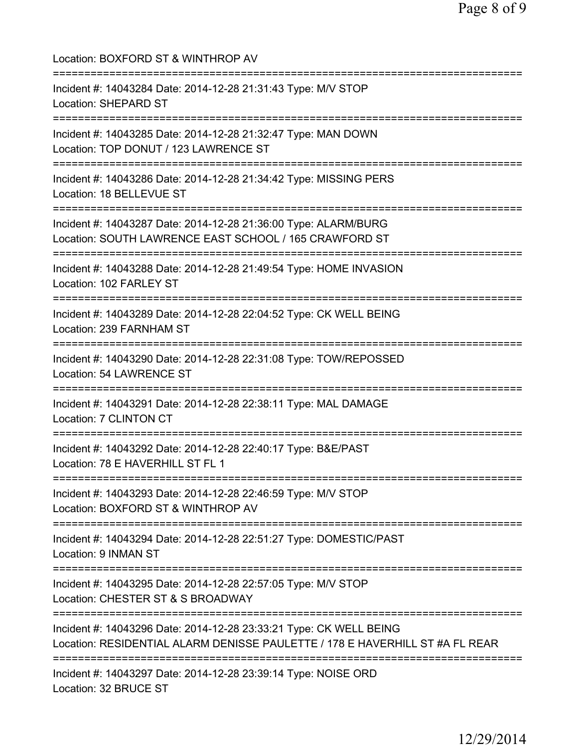Location: BOXFORD ST & WINTHROP AV

===========================================================================

Incident #: 14043284 Date: 2014-12-28 21:31:43 Type: M/V STOP
Location: SHEPARD ST

===========================================================================

Incident #: 14043285 Date: 2014-12-28 21:32:47 Type: MAN DOWN
Location: TOP DONUT / 123 LAWRENCE ST

===========================================================================

Incident #: 14043286 Date: 2014-12-28 21:34:42 Type: MISSING PERS
Location: 18 BELLEVUE ST

===========================================================================

Incident #: 14043287 Date: 2014-12-28 21:36:00 Type: ALARM/BURG
Location: SOUTH LAWRENCE EAST SCHOOL / 165 CRAWFORD ST

===========================================================================

Incident #: 14043288 Date: 2014-12-28 21:49:54 Type: HOME INVASION
Location: 102 FARLEY ST

===========================================================================

Incident #: 14043289 Date: 2014-12-28 22:04:52 Type: CK WELL BEING
Location: 239 FARNHAM ST

===========================================================================

Incident #: 14043290 Date: 2014-12-28 22:31:08 Type: TOW/REPOSSED
Location: 54 LAWRENCE ST

===========================================================================

Incident #: 14043291 Date: 2014-12-28 22:38:11 Type: MAL DAMAGE
Location: 7 CLINTON CT

===========================================================================

Incident #: 14043292 Date: 2014-12-28 22:40:17 Type: B&E/PAST
Location: 78 E HAVERHILL ST FL 1

===========================================================================

Incident #: 14043293 Date: 2014-12-28 22:46:59 Type: M/V STOP
Location: BOXFORD ST & WINTHROP AV

===========================================================================

Incident #: 14043294 Date: 2014-12-28 22:51:27 Type: DOMESTIC/PAST
Location: 9 INMAN ST

===========================================================================

Incident #: 14043295 Date: 2014-12-28 22:57:05 Type: M/V STOP
Location: CHESTER ST & S BROADWAY

===========================================================================

Incident #: 14043296 Date: 2014-12-28 23:33:21 Type: CK WELL BEING
Location: RESIDENTIAL ALARM DENISSE PAULETTE / 178 E HAVERHILL ST #A FL REAR

===========================================================================

Incident #: 14043297 Date: 2014-12-28 23:39:14 Type: NOISE ORD
Location: 32 BRUCE ST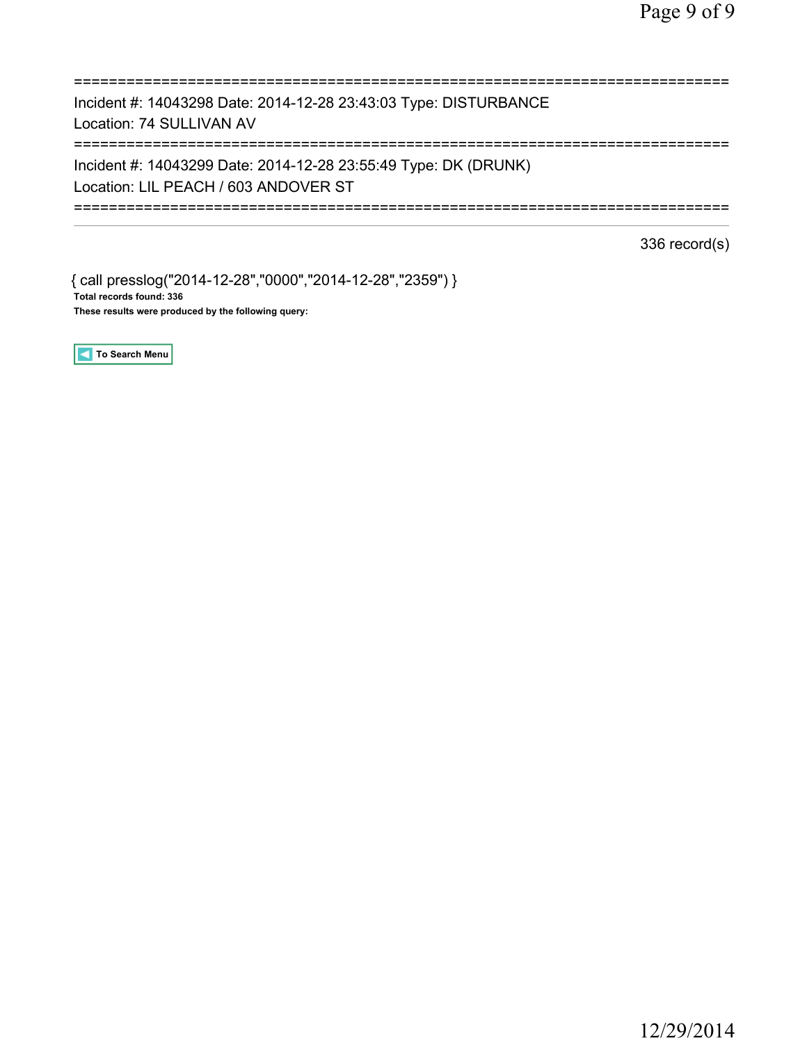===========================================================================

Incident #: 14043298 Date: 2014-12-28 23:43:03 Type: DISTURBANCE

Location: 74 SULLIVAN AV

===========================================================================

Incident #: 14043299 Date: 2014-12-28 23:55:49 Type: DK (DRUNK)

Location: LIL PEACH / 603 ANDOVER ST

===========================================================================

336 record(s)

{ call presslog("2014-12-28","0000","2014-12-28","2359") }

**Total records found: 336**

**These results were produced by the following query:**

**To Search Menu**